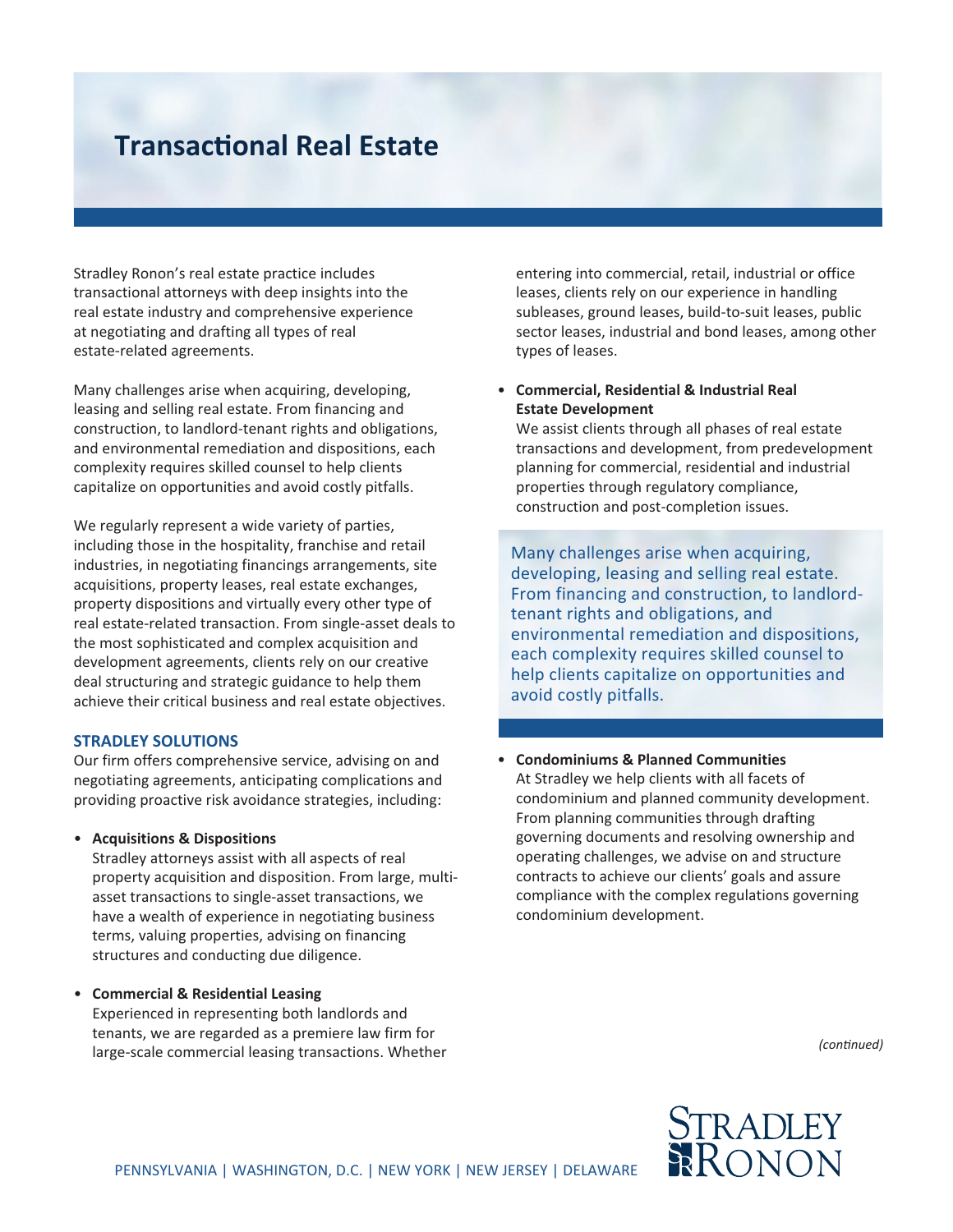# Transactional Real Estate

Stradley Ronon's real estate practice includes transactional attorneys with deep insights into the real estate industry and comprehensive experience at negotiating and drafting all types of real estate-related agreements.

Many challenges arise when acquiring, developing, leasing and selling real estate. From financing and construction, to landlord-tenant rights and obligations, and environmental remediation and dispositions, each complexity requires skilled counsel to help clients capitalize on opportunities and avoid costly pitfalls.

We regularly represent a wide variety of parties, including those in the hospitality, franchise and retail industries, in negotiating financings arrangements, site acquisitions, property leases, real estate exchanges, property dispositions and virtually every other type of real estate-related transaction. From single-asset deals to the most sophisticated and complex acquisition and development agreements, clients rely on our creative deal structuring and strategic guidance to help them achieve their critical business and real estate objectives.

## STRADLEY SOLUTIONS

Our firm offers comprehensive service, advising on and negotiating agreements, anticipating complications and providing proactive risk avoidance strategies, including:

- **Acquisitions & Dispositions**
  Stradley attorneys assist with all aspects of real property acquisition and disposition. From large, multi-asset transactions to single-asset transactions, we have a wealth of experience in negotiating business terms, valuing properties, advising on financing structures and conducting due diligence.

- **Commercial & Residential Leasing**
  Experienced in representing both landlords and tenants, we are regarded as a premiere law firm for large-scale commercial leasing transactions. Whether entering into commercial, retail, industrial or office leases, clients rely on our experience in handling subleases, ground leases, build-to-suit leases, public sector leases, industrial and bond leases, among other types of leases.

- **Commercial, Residential & Industrial Real Estate Development**
  We assist clients through all phases of real estate transactions and development, from predevelopment planning for commercial, residential and industrial properties through regulatory compliance, construction and post-completion issues.

> Many challenges arise when acquiring, developing, leasing and selling real estate. From financing and construction, to landlord-tenant rights and obligations, and environmental remediation and dispositions, each complexity requires skilled counsel to help clients capitalize on opportunities and avoid costly pitfalls.

- **Condominiums & Planned Communities**
  At Stradley we help clients with all facets of condominium and planned community development. From planning communities through drafting governing documents and resolving ownership and operating challenges, we advise on and structure contracts to achieve our clients' goals and assure compliance with the complex regulations governing condominium development.

*(continued)*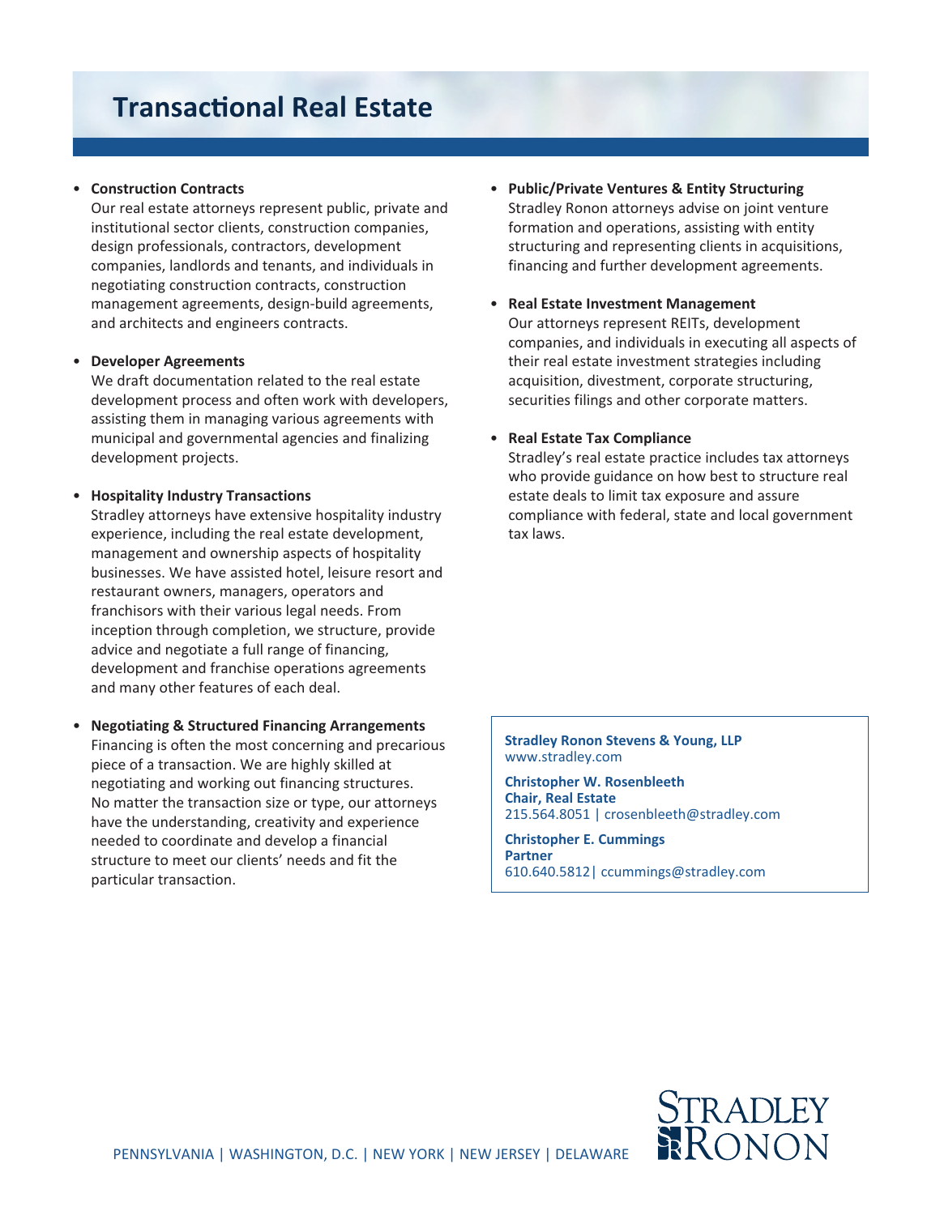# Transactional Real Estate

- **Construction Contracts**
  Our real estate attorneys represent public, private and institutional sector clients, construction companies, design professionals, contractors, development companies, landlords and tenants, and individuals in negotiating construction contracts, construction management agreements, design-build agreements, and architects and engineers contracts.

- **Developer Agreements**
  We draft documentation related to the real estate development process and often work with developers, assisting them in managing various agreements with municipal and governmental agencies and finalizing development projects.

- **Hospitality Industry Transactions**
  Stradley attorneys have extensive hospitality industry experience, including the real estate development, management and ownership aspects of hospitality businesses. We have assisted hotel, leisure resort and restaurant owners, managers, operators and franchisors with their various legal needs. From inception through completion, we structure, provide advice and negotiate a full range of financing, development and franchise operations agreements and many other features of each deal.

- **Negotiating & Structured Financing Arrangements**
  Financing is often the most concerning and precarious piece of a transaction. We are highly skilled at negotiating and working out financing structures. No matter the transaction size or type, our attorneys have the understanding, creativity and experience needed to coordinate and develop a financial structure to meet our clients' needs and fit the particular transaction.

- **Public/Private Ventures & Entity Structuring**
  Stradley Ronon attorneys advise on joint venture formation and operations, assisting with entity structuring and representing clients in acquisitions, financing and further development agreements.

- **Real Estate Investment Management**
  Our attorneys represent REITs, development companies, and individuals in executing all aspects of their real estate investment strategies including acquisition, divestment, corporate structuring, securities filings and other corporate matters.

- **Real Estate Tax Compliance**
  Stradley's real estate practice includes tax attorneys who provide guidance on how best to structure real estate deals to limit tax exposure and assure compliance with federal, state and local government tax laws.

**Stradley Ronon Stevens & Young, LLP**
www.stradley.com

**Christopher W. Rosenbleeth**
**Chair, Real Estate**
215.564.8051 | crosenbleeth@stradley.com

**Christopher E. Cummings**
**Partner**
610.640.5812| ccummings@stradley.com

PENNSYLVANIA | WASHINGTON, D.C. | NEW YORK | NEW JERSEY | DELAWARE

STRADLEY RONON